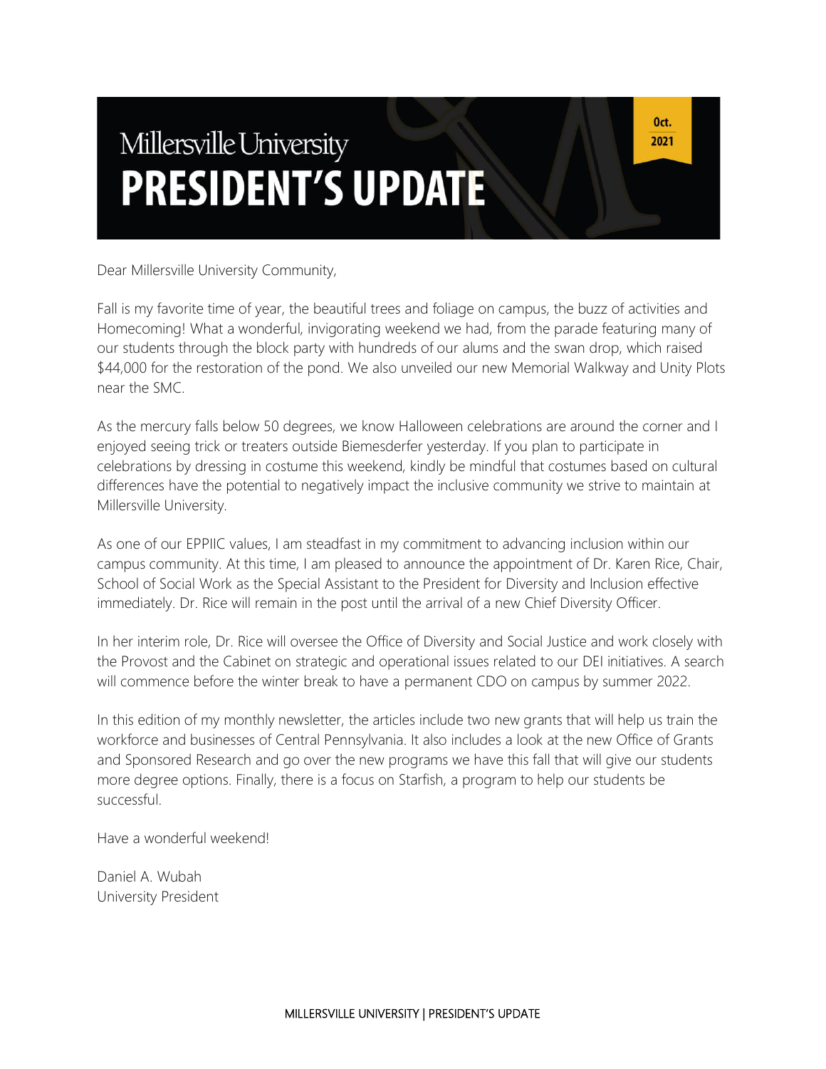# Millersville University

# PRESIDENT'S UPDATE

Oct. 2021

Dear Millersville University Community,

Fall is my favorite time of year, the beautiful trees and foliage on campus, the buzz of activities and Homecoming! What a wonderful, invigorating weekend we had, from the parade featuring many of our students through the block party with hundreds of our alums and the swan drop, which raised $44,000 for the restoration of the pond. We also unveiled our new Memorial Walkway and Unity Plots near the SMC.

As the mercury falls below 50 degrees, we know Halloween celebrations are around the corner and I enjoyed seeing trick or treaters outside Biemesderfer yesterday. If you plan to participate in celebrations by dressing in costume this weekend, kindly be mindful that costumes based on cultural differences have the potential to negatively impact the inclusive community we strive to maintain at Millersville University.

As one of our EPPIIC values, I am steadfast in my commitment to advancing inclusion within our campus community. At this time, I am pleased to announce the appointment of Dr. Karen Rice, Chair, School of Social Work as the Special Assistant to the President for Diversity and Inclusion effective immediately. Dr. Rice will remain in the post until the arrival of a new Chief Diversity Officer.

In her interim role, Dr. Rice will oversee the Office of Diversity and Social Justice and work closely with the Provost and the Cabinet on strategic and operational issues related to our DEI initiatives. A search will commence before the winter break to have a permanent CDO on campus by summer 2022.

In this edition of my monthly newsletter, the articles include two new grants that will help us train the workforce and businesses of Central Pennsylvania. It also includes a look at the new Office of Grants and Sponsored Research and go over the new programs we have this fall that will give our students more degree options. Finally, there is a focus on Starfish, a program to help our students be successful.

Have a wonderful weekend!

Daniel A. Wubah
University President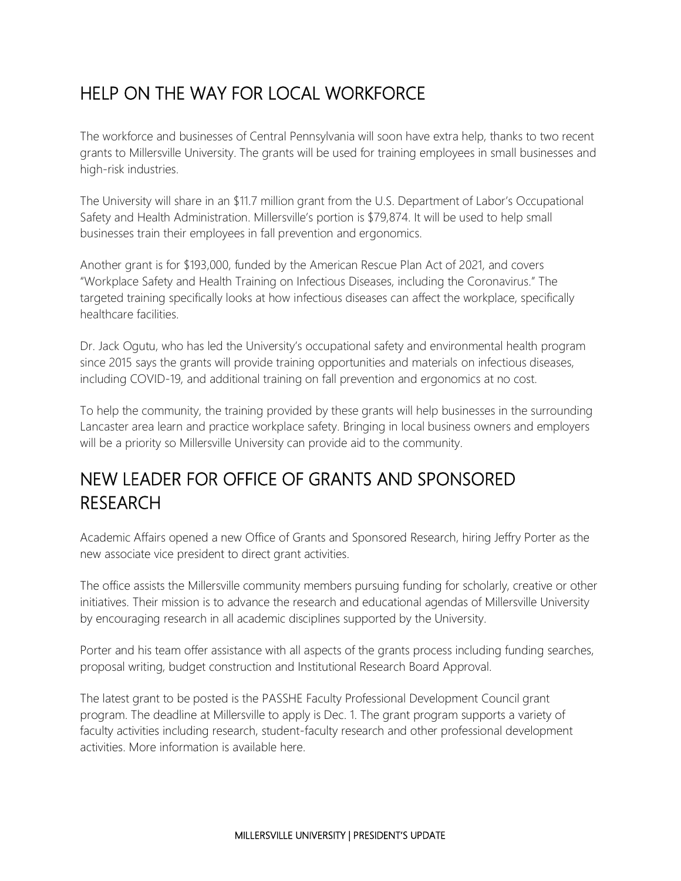## HELP ON THE WAY FOR LOCAL WORKFORCE

The workforce and businesses of Central Pennsylvania will soon have extra help, thanks to two recent grants to Millersville University. The grants will be used for training employees in small businesses and high-risk industries.

The University will share in an $11.7 million grant from the U.S. Department of Labor's Occupational Safety and Health Administration. Millersville's portion is $79,874. It will be used to help small businesses train their employees in fall prevention and ergonomics.

Another grant is for $193,000, funded by the American Rescue Plan Act of 2021, and covers "Workplace Safety and Health Training on Infectious Diseases, including the Coronavirus." The targeted training specifically looks at how infectious diseases can affect the workplace, specifically healthcare facilities.

Dr. Jack Ogutu, who has led the University's occupational safety and environmental health program since 2015 says the grants will provide training opportunities and materials on infectious diseases, including COVID-19, and additional training on fall prevention and ergonomics at no cost.

To help the community, the training provided by these grants will help businesses in the surrounding Lancaster area learn and practice workplace safety. Bringing in local business owners and employers will be a priority so Millersville University can provide aid to the community.

## NEW LEADER FOR OFFICE OF GRANTS AND SPONSORED RESEARCH

Academic Affairs opened a new Office of Grants and Sponsored Research, hiring Jeffry Porter as the new associate vice president to direct grant activities.

The office assists the Millersville community members pursuing funding for scholarly, creative or other initiatives. Their mission is to advance the research and educational agendas of Millersville University by encouraging research in all academic disciplines supported by the University.

Porter and his team offer assistance with all aspects of the grants process including funding searches, proposal writing, budget construction and Institutional Research Board Approval.

The latest grant to be posted is the PASSHE Faculty Professional Development Council grant program. The deadline at Millersville to apply is Dec. 1. The grant program supports a variety of faculty activities including research, student-faculty research and other professional development activities. More information is available here.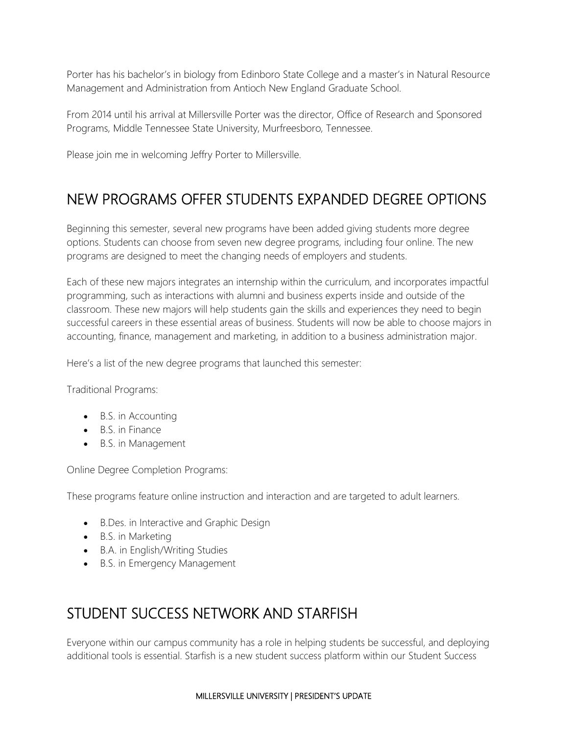Porter has his bachelor's in biology from Edinboro State College and a master's in Natural Resource Management and Administration from Antioch New England Graduate School.

From 2014 until his arrival at Millersville Porter was the director, Office of Research and Sponsored Programs, Middle Tennessee State University, Murfreesboro, Tennessee.

Please join me in welcoming Jeffry Porter to Millersville.

## NEW PROGRAMS OFFER STUDENTS EXPANDED DEGREE OPTIONS

Beginning this semester, several new programs have been added giving students more degree options. Students can choose from seven new degree programs, including four online. The new programs are designed to meet the changing needs of employers and students.

Each of these new majors integrates an internship within the curriculum, and incorporates impactful programming, such as interactions with alumni and business experts inside and outside of the classroom. These new majors will help students gain the skills and experiences they need to begin successful careers in these essential areas of business. Students will now be able to choose majors in accounting, finance, management and marketing, in addition to a business administration major.

Here's a list of the new degree programs that launched this semester:

Traditional Programs:

- B.S. in Accounting
- B.S. in Finance
- B.S. in Management

Online Degree Completion Programs:

These programs feature online instruction and interaction and are targeted to adult learners.

- B.Des. in Interactive and Graphic Design
- B.S. in Marketing
- B.A. in English/Writing Studies
- B.S. in Emergency Management

## STUDENT SUCCESS NETWORK AND STARFISH

Everyone within our campus community has a role in helping students be successful, and deploying additional tools is essential. Starfish is a new student success platform within our Student Success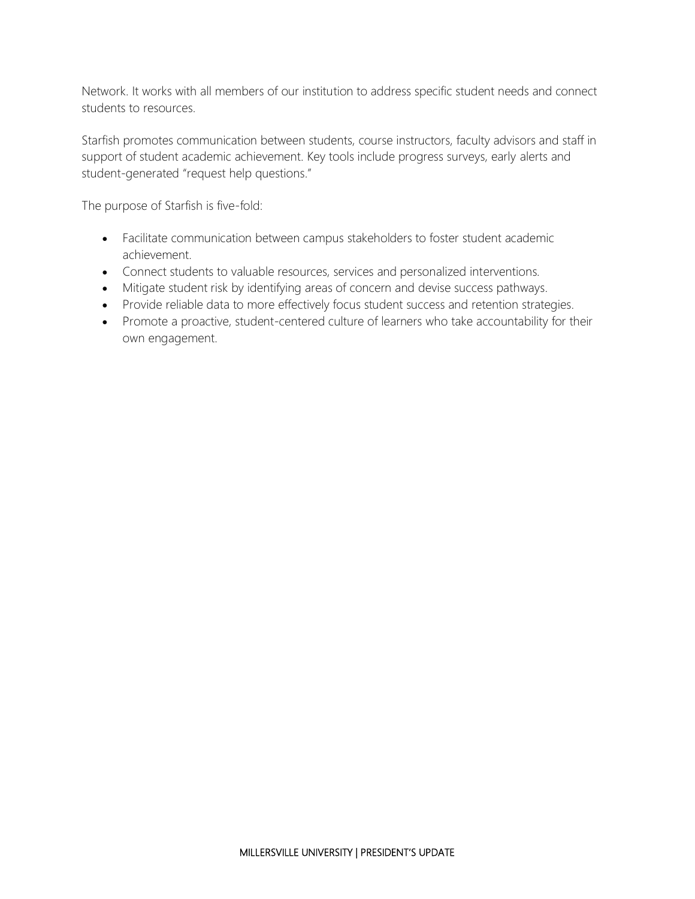Network. It works with all members of our institution to address specific student needs and connect students to resources.

Starfish promotes communication between students, course instructors, faculty advisors and staff in support of student academic achievement. Key tools include progress surveys, early alerts and student-generated "request help questions."

The purpose of Starfish is five-fold:

- Facilitate communication between campus stakeholders to foster student academic achievement.
- Connect students to valuable resources, services and personalized interventions.
- Mitigate student risk by identifying areas of concern and devise success pathways.
- Provide reliable data to more effectively focus student success and retention strategies.
- Promote a proactive, student-centered culture of learners who take accountability for their own engagement.